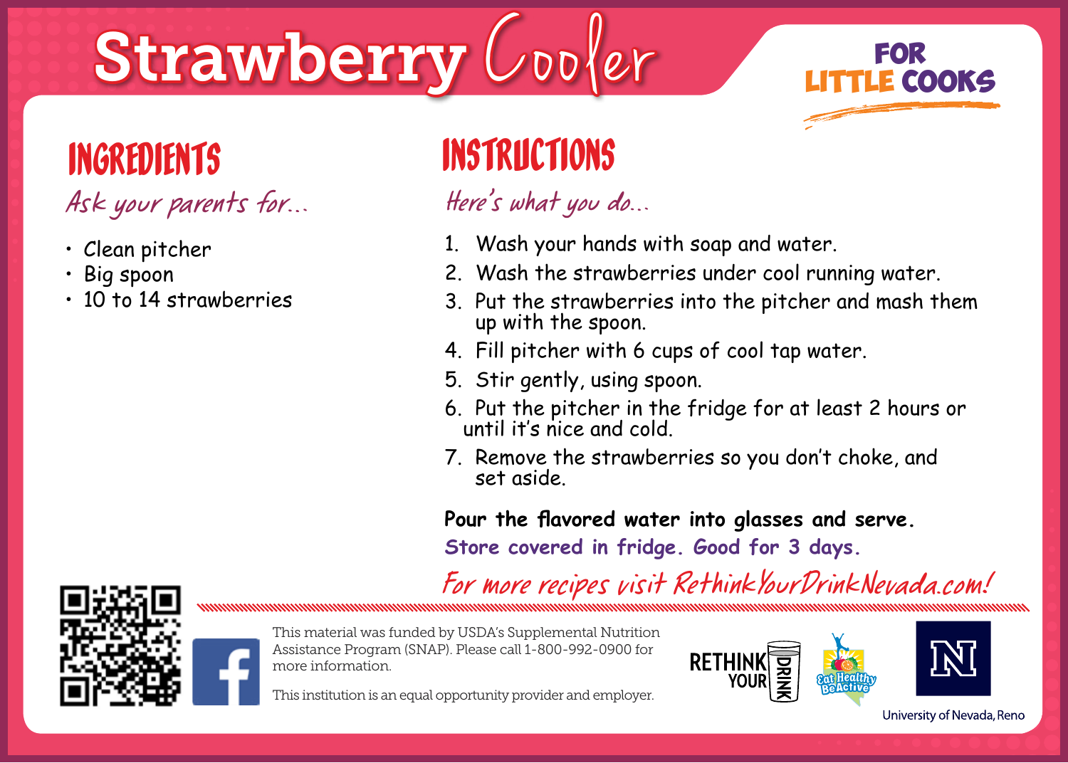# Strawberry Cooler

**FOR LITTLE COOKS**

## INGREDIENTS

*Ask your parents for...*

- Clean pitcher
- Big spoon
- 10 to 14 strawberries

## INSTRUCTIONS

*Here's what you do...*

1. Wash your hands with soap and water.
2. Wash the strawberries under cool running water.
3. Put the strawberries into the pitcher and mash them up with the spoon.
4. Fill pitcher with 6 cups of cool tap water.
5. Stir gently, using spoon.
6. Put the pitcher in the fridge for at least 2 hours or until it's nice and cold.
7. Remove the strawberries so you don't choke, and set aside.

**Pour the flavored water into glasses and serve.**

**Store covered in fridge. Good for 3 days.**

*For more recipes visit RethinkYourDrinkNevada.com!*

This material was funded by USDA's Supplemental Nutrition Assistance Program (SNAP). Please call 1-800-992-0900 for more information.

This institution is an equal opportunity provider and employer.

RETHINK YOUR DRINK

Eat Healthy Be Active

University of Nevada, Reno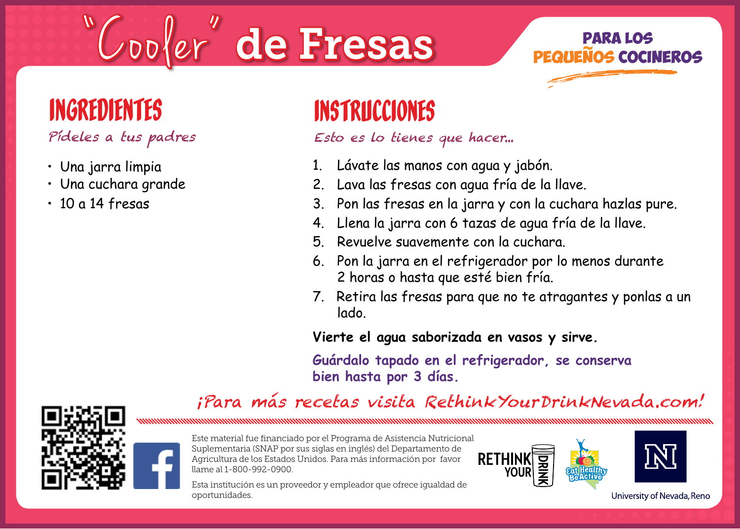# "Cooler" de Fresas

PARA LOS PEQUEÑOS COCINEROS

## INGREDIENTES

*Pídeles a tus padres*

- Una jarra limpia
- Una cuchara grande
- 10 a 14 fresas

## INSTRUCCIONES

*Esto es lo tienes que hacer...*

1. Lávate las manos con agua y jabón.
2. Lava las fresas con agua fría de la llave.
3. Pon las fresas en la jarra y con la cuchara hazlas pure.
4. Llena la jarra con 6 tazas de agua fría de la llave.
5. Revuelve suavemente con la cuchara.
6. Pon la jarra en el refrigerador por lo menos durante 2 horas o hasta que esté bien fría.
7. Retira las fresas para que no te atragantes y ponlas a un lado.

**Vierte el agua saborizada en vasos y sirve.**

**Guárdalo tapado en el refrigerador, se conserva bien hasta por 3 días.**

*¡Para más recetas visita RethinkYourDrinkNevada.com!*

Este material fue financiado por el Programa de Asistencia Nutricional Suplementaria (SNAP por sus siglas en inglés) del Departamento de Agricultura de los Estados Unidos. Para más información por favor llame al 1-800-992-0900.

Esta institución es un proveedor y empleador que ofrece igualdad de oportunidades.

RETHINK YOUR DRINK

Eat Healthy Be Active

University of Nevada, Reno